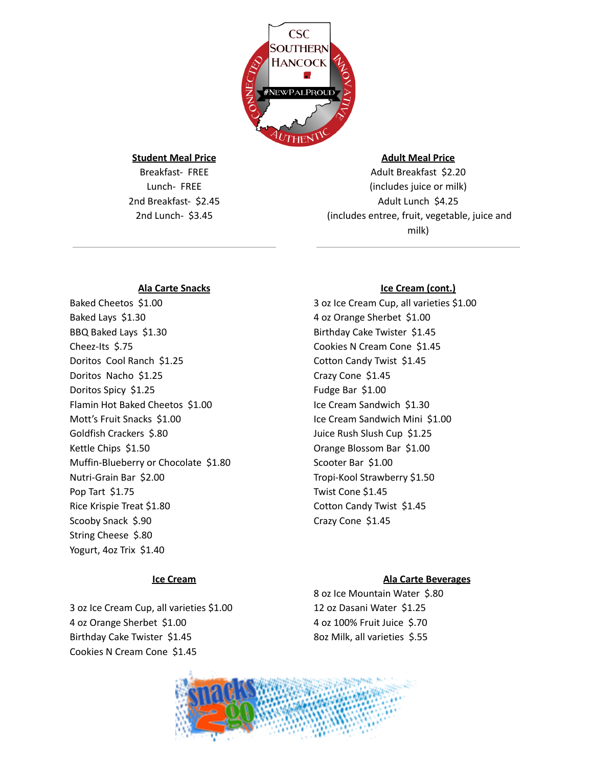## Student Meal Price

Breakfast- FREE
Lunch- FREE
2nd Breakfast- $2.45
2nd Lunch- $3.45

## Adult Meal Price

Adult Breakfast $2.20
(includes juice or milk)
Adult Lunch $4.25
(includes entree, fruit, vegetable, juice and milk)

---

## Ala Carte Snacks

Baked Cheetos $1.00
Baked Lays $1.30
BBQ Baked Lays $1.30
Cheez-Its $.75
Doritos Cool Ranch $1.25
Doritos Nacho $1.25
Doritos Spicy $1.25
Flamin Hot Baked Cheetos $1.00
Mott's Fruit Snacks $1.00
Goldfish Crackers $.80
Kettle Chips $1.50
Muffin-Blueberry or Chocolate $1.80
Nutri-Grain Bar $2.00
Pop Tart $1.75
Rice Krispie Treat $1.80
Scooby Snack $.90
String Cheese $.80
Yogurt, 4oz Trix $1.40

## Ice Cream

3 oz Ice Cream Cup, all varieties $1.00
4 oz Orange Sherbet $1.00
Birthday Cake Twister $1.45
Cookies N Cream Cone $1.45

## Ice Cream (cont.)

3 oz Ice Cream Cup, all varieties $1.00
4 oz Orange Sherbet $1.00
Birthday Cake Twister $1.45
Cookies N Cream Cone $1.45
Cotton Candy Twist $1.45
Crazy Cone $1.45
Fudge Bar $1.00
Ice Cream Sandwich $1.30
Ice Cream Sandwich Mini $1.00
Juice Rush Slush Cup $1.25
Orange Blossom Bar $1.00
Scooter Bar $1.00
Tropi-Kool Strawberry $1.50
Twist Cone $1.45
Cotton Candy Twist $1.45
Crazy Cone $1.45

## Ala Carte Beverages

8 oz Ice Mountain Water $.80
12 oz Dasani Water $1.25
4 oz 100% Fruit Juice $.70
8oz Milk, all varieties $.55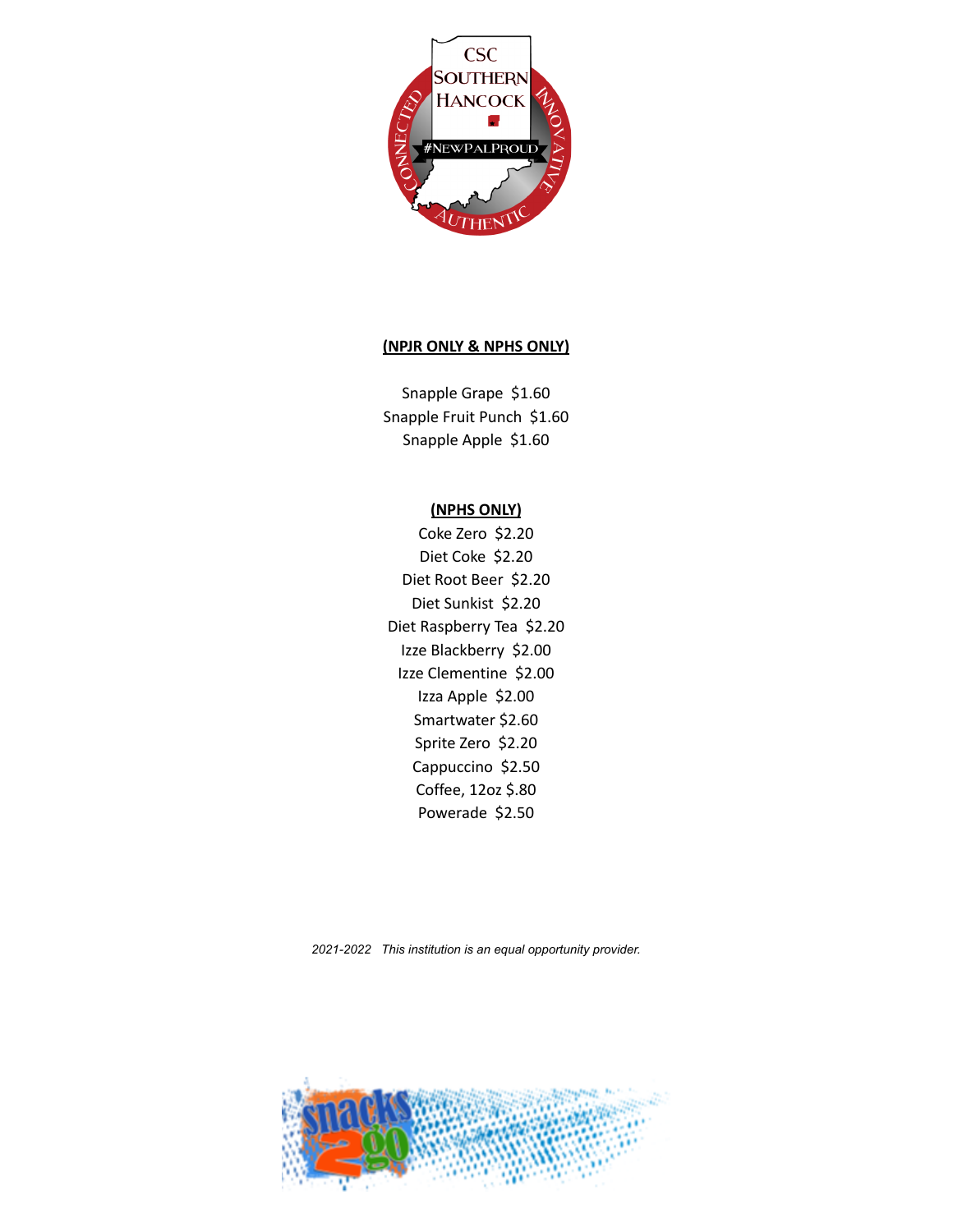**(NPJR ONLY & NPHS ONLY)**

Snapple Grape $1.60
Snapple Fruit Punch $1.60
Snapple Apple $1.60

**(NPHS ONLY)**

Coke Zero $2.20
Diet Coke $2.20
Diet Root Beer $2.20
Diet Sunkist $2.20
Diet Raspberry Tea $2.20
Izze Blackberry $2.00
Izze Clementine $2.00
Izza Apple $2.00
Smartwater $2.60
Sprite Zero $2.20
Cappuccino $2.50
Coffee, 12oz $.80
Powerade $2.50

*2021-2022 This institution is an equal opportunity provider.*